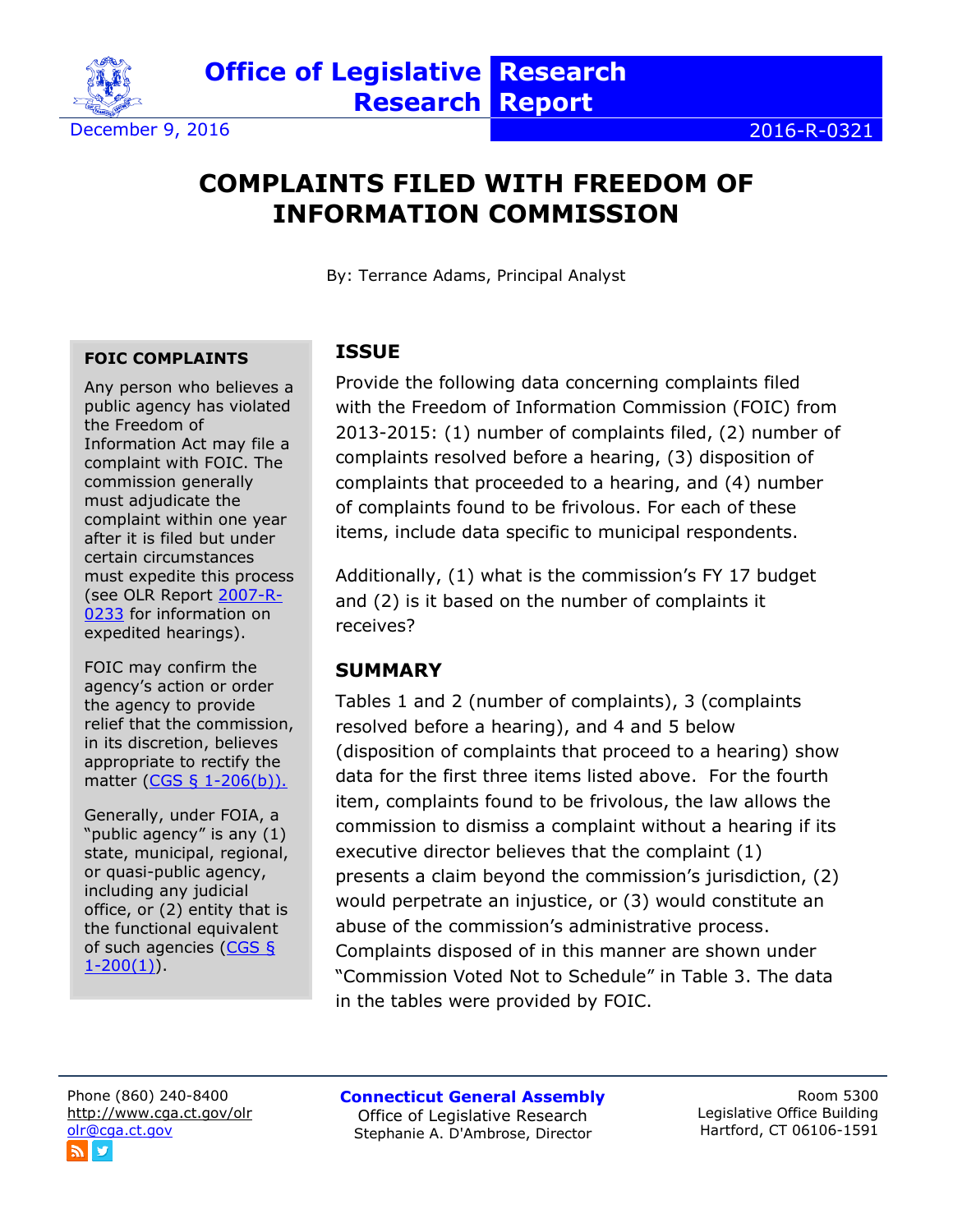**Office of Legislative Research** | **Research Report**

December 9, 2016 | 2016-R-0321

# COMPLAINTS FILED WITH FREEDOM OF INFORMATION COMMISSION

By: Terrance Adams, Principal Analyst

## ISSUE

Provide the following data concerning complaints filed with the Freedom of Information Commission (FOIC) from 2013-2015: (1) number of complaints filed, (2) number of complaints resolved before a hearing, (3) disposition of complaints that proceeded to a hearing, and (4) number of complaints found to be frivolous. For each of these items, include data specific to municipal respondents.

Additionally, (1) what is the commission's FY 17 budget and (2) is it based on the number of complaints it receives?

## SUMMARY

Tables 1 and 2 (number of complaints), 3 (complaints resolved before a hearing), and 4 and 5 below (disposition of complaints that proceed to a hearing) show data for the first three items listed above. For the fourth item, complaints found to be frivolous, the law allows the commission to dismiss a complaint without a hearing if its executive director believes that the complaint (1) presents a claim beyond the commission's jurisdiction, (2) would perpetrate an injustice, or (3) would constitute an abuse of the commission's administrative process. Complaints disposed of in this manner are shown under "Commission Voted Not to Schedule" in Table 3. The data in the tables were provided by FOIC.

**FOIC COMPLAINTS**

Any person who believes a public agency has violated the Freedom of Information Act may file a complaint with FOIC. The commission generally must adjudicate the complaint within one year after it is filed but under certain circumstances must expedite this process (see OLR Report [2007-R-0233](#) for information on expedited hearings).

FOIC may confirm the agency's action or order the agency to provide relief that the commission, in its discretion, believes appropriate to rectify the matter ([CGS § 1-206(b)).](#)

Generally, under FOIA, a "public agency" is any (1) state, municipal, regional, or quasi-public agency, including any judicial office, or (2) entity that is the functional equivalent of such agencies ([CGS § 1-200(1)](#)).

Phone (860) 240-8400
http://www.cga.ct.gov/olr
olr@cga.ct.gov

**Connecticut General Assembly**
Office of Legislative Research
Stephanie A. D'Ambrose, Director

Room 5300
Legislative Office Building
Hartford, CT 06106-1591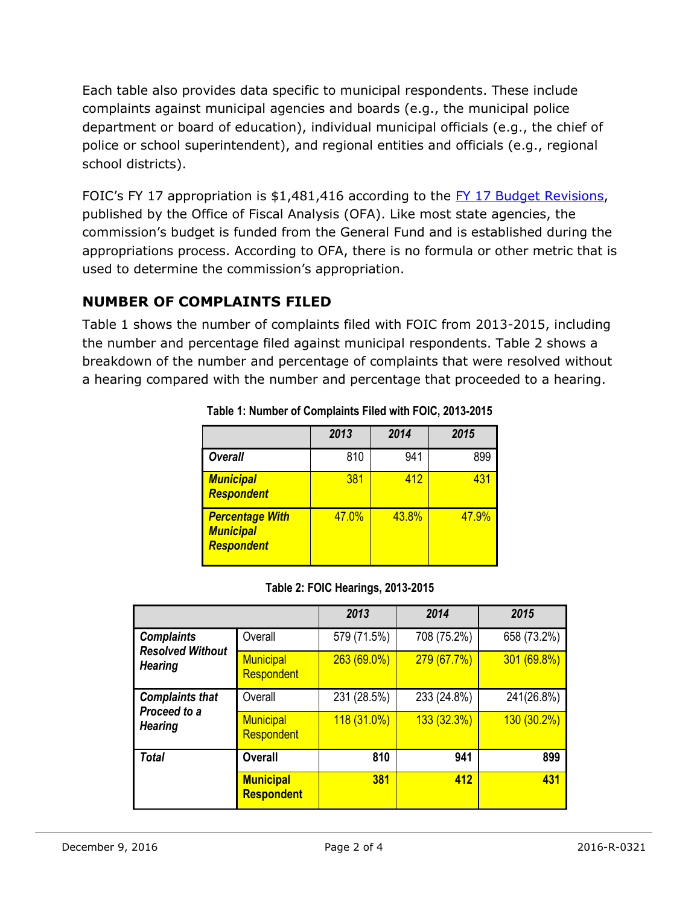Each table also provides data specific to municipal respondents. These include complaints against municipal agencies and boards (e.g., the municipal police department or board of education), individual municipal officials (e.g., the chief of police or school superintendent), and regional entities and officials (e.g., regional school districts).

FOIC's FY 17 appropriation is $1,481,416 according to the FY 17 Budget Revisions, published by the Office of Fiscal Analysis (OFA). Like most state agencies, the commission's budget is funded from the General Fund and is established during the appropriations process. According to OFA, there is no formula or other metric that is used to determine the commission's appropriation.

## NUMBER OF COMPLAINTS FILED

Table 1 shows the number of complaints filed with FOIC from 2013-2015, including the number and percentage filed against municipal respondents. Table 2 shows a breakdown of the number and percentage of complaints that were resolved without a hearing compared with the number and percentage that proceeded to a hearing.

**Table 1: Number of Complaints Filed with FOIC, 2013-2015**

| | 2013 | 2014 | 2015 |
|---|---|---|---|
| ***Overall*** | 810 | 941 | 899 |
| ***Municipal Respondent*** | 381 | 412 | 431 |
| ***Percentage With Municipal Respondent*** | 47.0% | 43.8% | 47.9% |

**Table 2: FOIC Hearings, 2013-2015**

| | | 2013 | 2014 | 2015 |
|---|---|---|---|---|
| ***Complaints Resolved Without Hearing*** | Overall | 579 (71.5%) | 708 (75.2%) | 658 (73.2%) |
| | Municipal Respondent | 263 (69.0%) | 279 (67.7%) | 301 (69.8%) |
| ***Complaints that Proceed to a Hearing*** | Overall | 231 (28.5%) | 233 (24.8%) | 241(26.8%) |
| | Municipal Respondent | 118 (31.0%) | 133 (32.3%) | 130 (30.2%) |
| ***Total*** | **Overall** | **810** | **941** | **899** |
| | **Municipal Respondent** | **381** | **412** | **431** |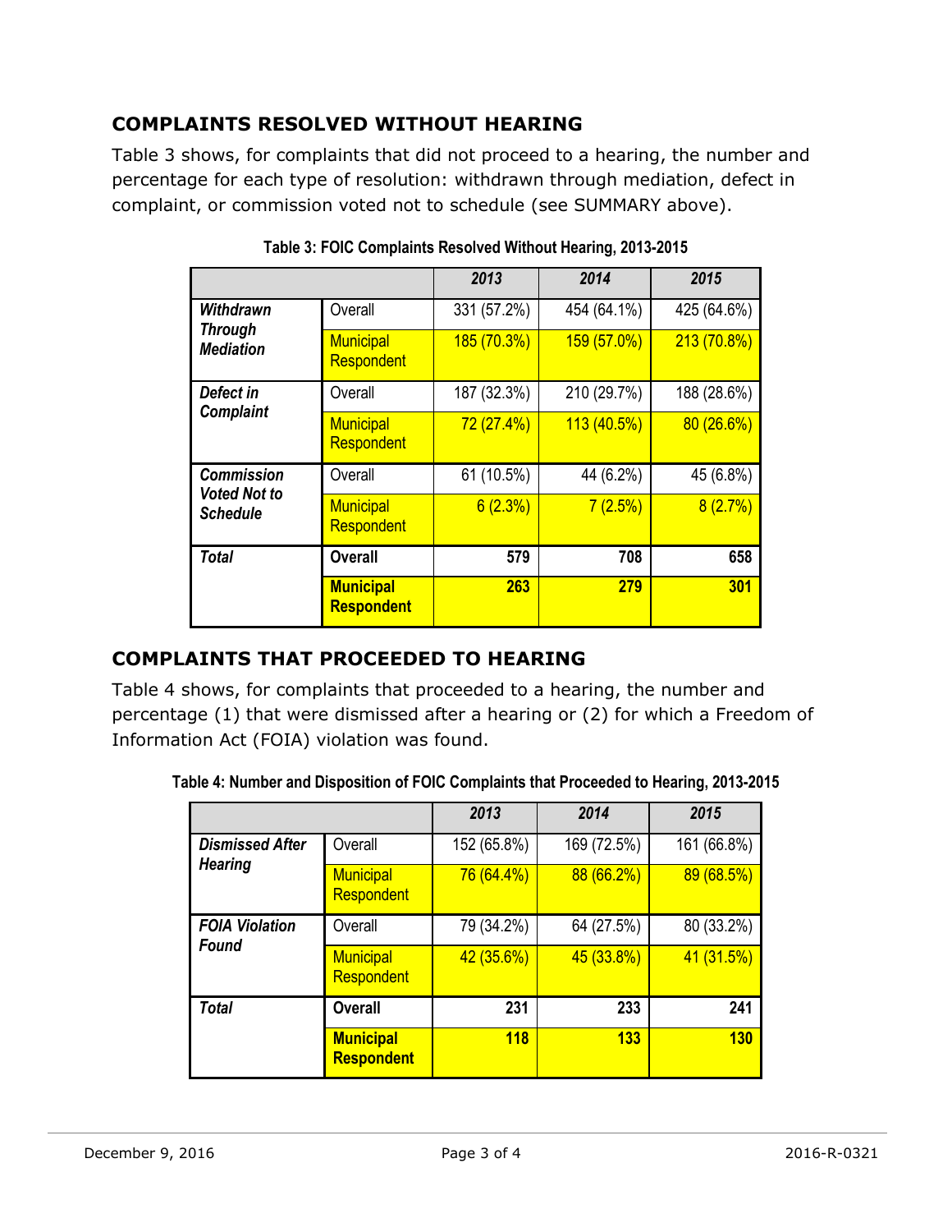## COMPLAINTS RESOLVED WITHOUT HEARING

Table 3 shows, for complaints that did not proceed to a hearing, the number and percentage for each type of resolution: withdrawn through mediation, defect in complaint, or commission voted not to schedule (see SUMMARY above).

**Table 3: FOIC Complaints Resolved Without Hearing, 2013-2015**

| | | *2013* | *2014* | *2015* |
|---|---|---|---|---|
| ***Withdrawn Through Mediation*** | Overall | 331 (57.2%) | 454 (64.1%) | 425 (64.6%) |
| | Municipal Respondent | 185 (70.3%) | 159 (57.0%) | 213 (70.8%) |
| ***Defect in Complaint*** | Overall | 187 (32.3%) | 210 (29.7%) | 188 (28.6%) |
| | Municipal Respondent | 72 (27.4%) | 113 (40.5%) | 80 (26.6%) |
| ***Commission Voted Not to Schedule*** | Overall | 61 (10.5%) | 44 (6.2%) | 45 (6.8%) |
| | Municipal Respondent | 6 (2.3%) | 7 (2.5%) | 8 (2.7%) |
| ***Total*** | **Overall** | **579** | **708** | **658** |
| | **Municipal Respondent** | **263** | **279** | **301** |

## COMPLAINTS THAT PROCEEDED TO HEARING

Table 4 shows, for complaints that proceeded to a hearing, the number and percentage (1) that were dismissed after a hearing or (2) for which a Freedom of Information Act (FOIA) violation was found.

**Table 4: Number and Disposition of FOIC Complaints that Proceeded to Hearing, 2013-2015**

| | | *2013* | *2014* | *2015* |
|---|---|---|---|---|
| ***Dismissed After Hearing*** | Overall | 152 (65.8%) | 169 (72.5%) | 161 (66.8%) |
| | Municipal Respondent | 76 (64.4%) | 88 (66.2%) | 89 (68.5%) |
| ***FOIA Violation Found*** | Overall | 79 (34.2%) | 64 (27.5%) | 80 (33.2%) |
| | Municipal Respondent | 42 (35.6%) | 45 (33.8%) | 41 (31.5%) |
| ***Total*** | **Overall** | **231** | **233** | **241** |
| | **Municipal Respondent** | **118** | **133** | **130** |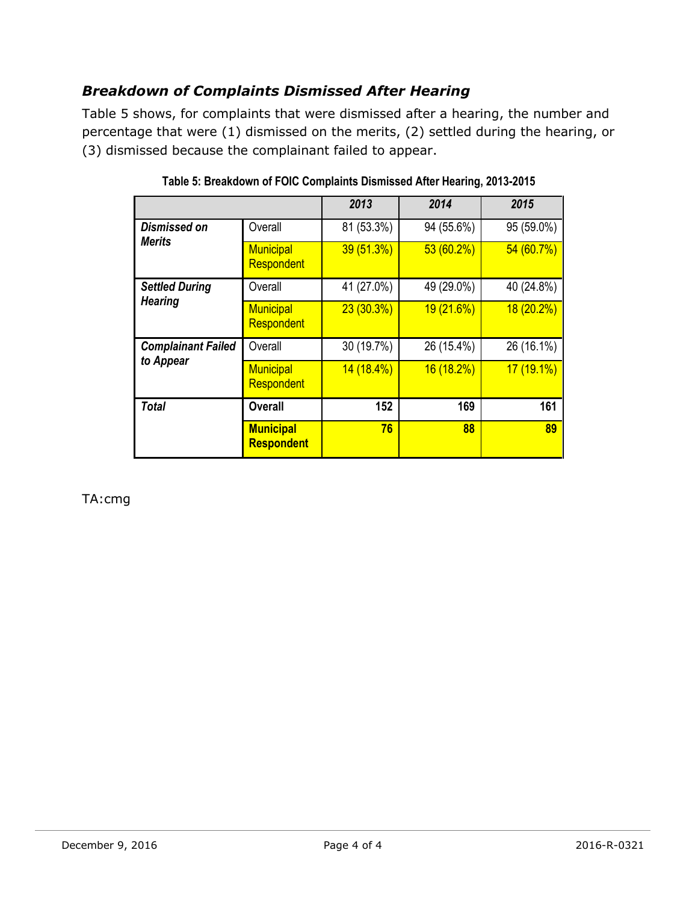### *Breakdown of Complaints Dismissed After Hearing*

Table 5 shows, for complaints that were dismissed after a hearing, the number and percentage that were (1) dismissed on the merits, (2) settled during the hearing, or (3) dismissed because the complainant failed to appear.

**Table 5: Breakdown of FOIC Complaints Dismissed After Hearing, 2013-2015**

| | | *2013* | *2014* | *2015* |
|---|---|---|---|---|
| ***Dismissed on Merits*** | Overall | 81 (53.3%) | 94 (55.6%) | 95 (59.0%) |
| | Municipal Respondent | 39 (51.3%) | 53 (60.2%) | 54 (60.7%) |
| ***Settled During Hearing*** | Overall | 41 (27.0%) | 49 (29.0%) | 40 (24.8%) |
| | Municipal Respondent | 23 (30.3%) | 19 (21.6%) | 18 (20.2%) |
| ***Complainant Failed to Appear*** | Overall | 30 (19.7%) | 26 (15.4%) | 26 (16.1%) |
| | Municipal Respondent | 14 (18.4%) | 16 (18.2%) | 17 (19.1%) |
| ***Total*** | **Overall** | **152** | **169** | **161** |
| | **Municipal Respondent** | **76** | **88** | **89** |

TA:cmg